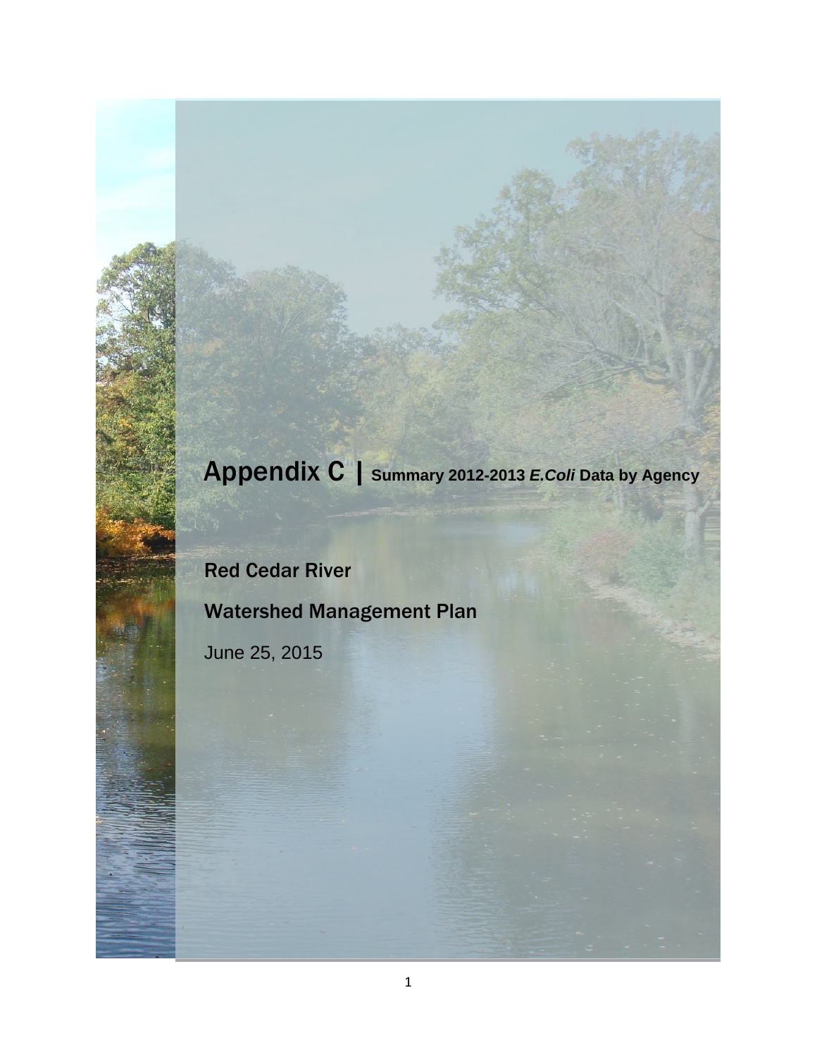# Appendix C | Summary 2012-2013 *E.Coli* Data by Agency

Red Cedar River

Watershed Management Plan

June 25, 2015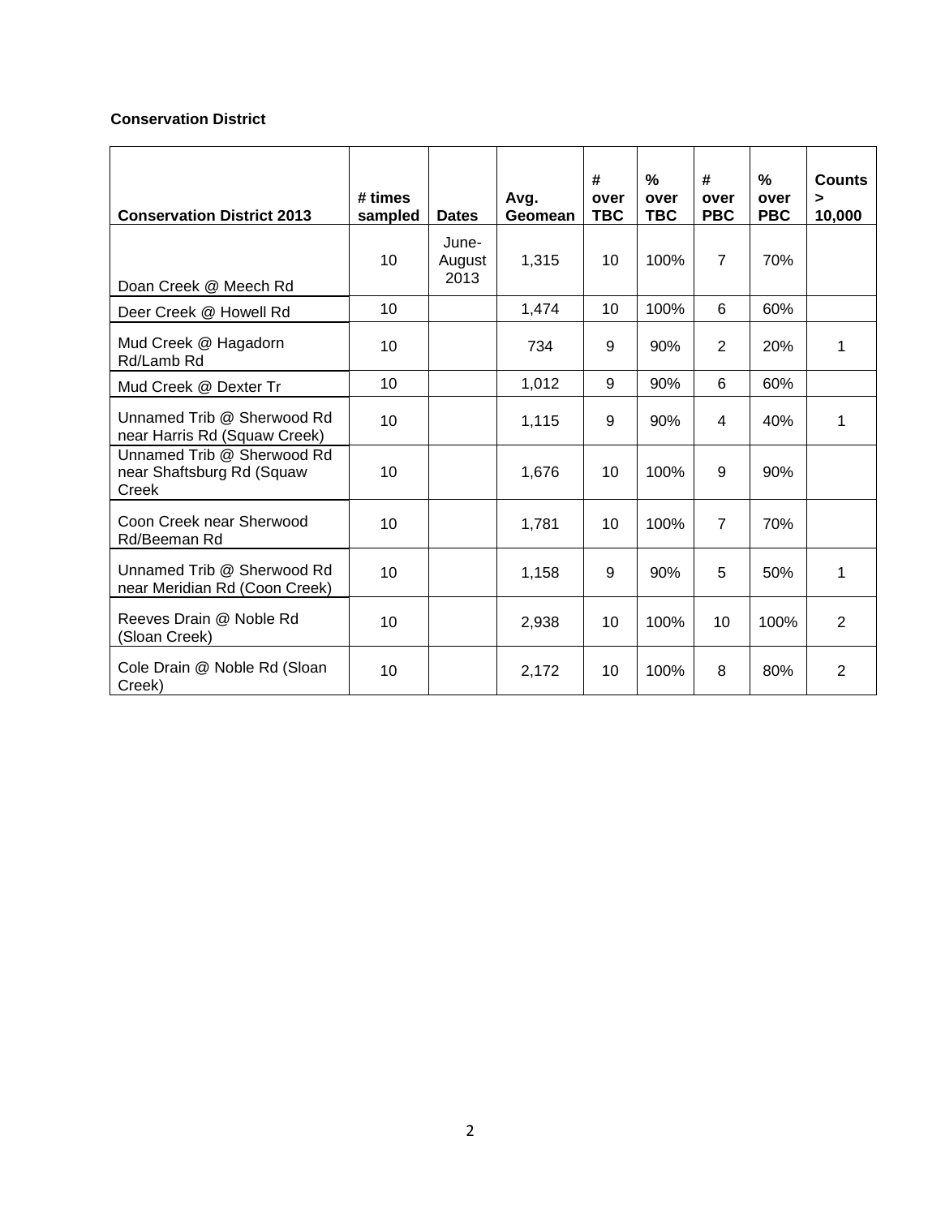**Conservation District**

| Conservation District 2013 | # times sampled | Dates | Avg. Geomean | # over TBC | % over TBC | # over PBC | % over PBC | Counts > 10,000 |
|---|---|---|---|---|---|---|---|---|
| Doan Creek @ Meech Rd | 10 | June-August 2013 | 1,315 | 10 | 100% | 7 | 70% | |
| Deer Creek @ Howell Rd | 10 | | 1,474 | 10 | 100% | 6 | 60% | |
| Mud Creek @ Hagadorn Rd/Lamb Rd | 10 | | 734 | 9 | 90% | 2 | 20% | 1 |
| Mud Creek @ Dexter Tr | 10 | | 1,012 | 9 | 90% | 6 | 60% | |
| Unnamed Trib @ Sherwood Rd near Harris Rd (Squaw Creek) | 10 | | 1,115 | 9 | 90% | 4 | 40% | 1 |
| Unnamed Trib @ Sherwood Rd near Shaftsburg Rd (Squaw Creek | 10 | | 1,676 | 10 | 100% | 9 | 90% | |
| Coon Creek near Sherwood Rd/Beeman Rd | 10 | | 1,781 | 10 | 100% | 7 | 70% | |
| Unnamed Trib @ Sherwood Rd near Meridian Rd (Coon Creek) | 10 | | 1,158 | 9 | 90% | 5 | 50% | 1 |
| Reeves Drain @ Noble Rd (Sloan Creek) | 10 | | 2,938 | 10 | 100% | 10 | 100% | 2 |
| Cole Drain @ Noble Rd (Sloan Creek) | 10 | | 2,172 | 10 | 100% | 8 | 80% | 2 |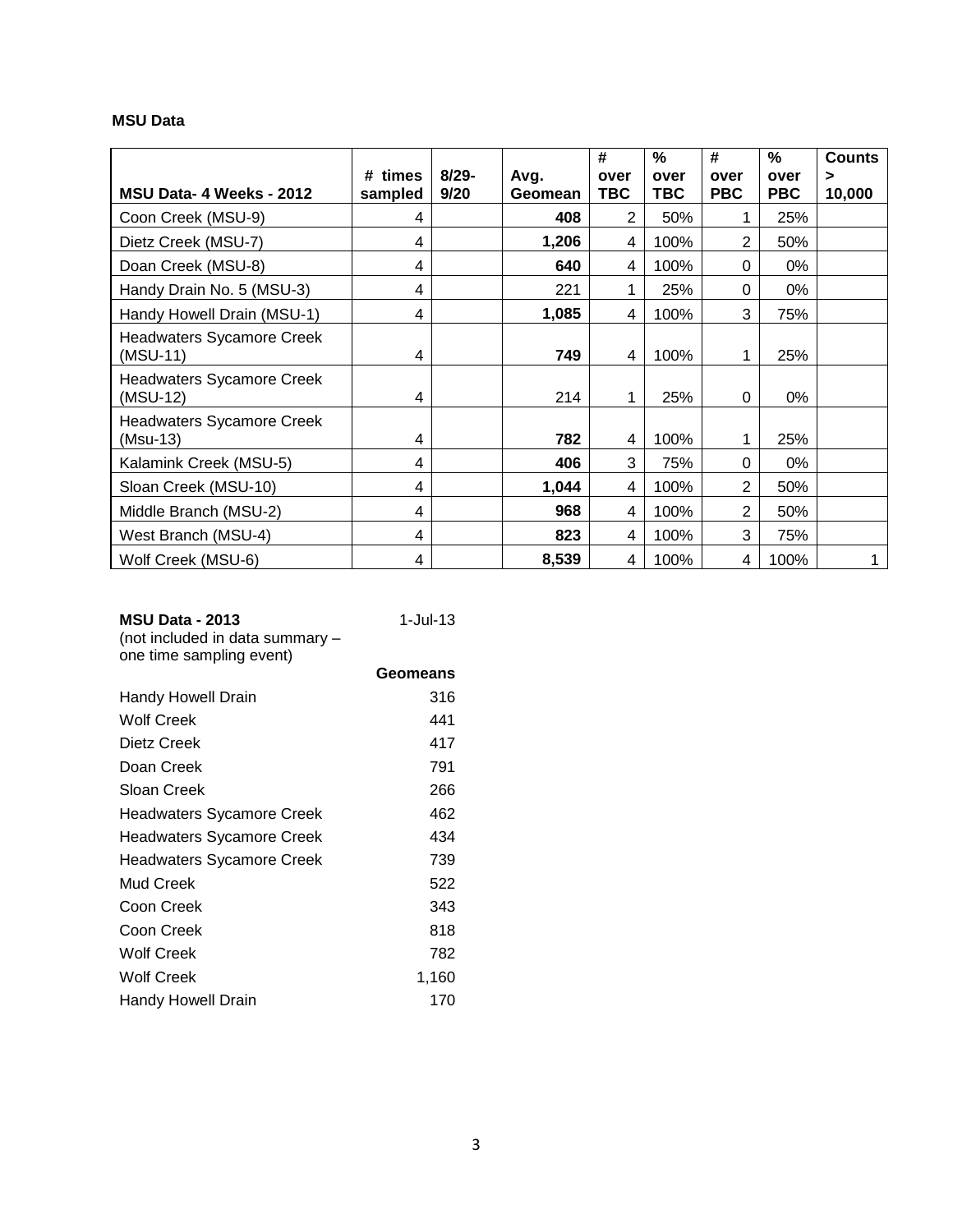**MSU Data**

| MSU Data- 4 Weeks - 2012 | # times sampled | 8/29-9/20 | Avg. Geomean | # over TBC | % over TBC | # over PBC | % over PBC | Counts > 10,000 |
|---|---|---|---|---|---|---|---|---|
| Coon Creek (MSU-9) | 4 | | **408** | 2 | 50% | 1 | 25% | |
| Dietz Creek (MSU-7) | 4 | | **1,206** | 4 | 100% | 2 | 50% | |
| Doan Creek (MSU-8) | 4 | | **640** | 4 | 100% | 0 | 0% | |
| Handy Drain No. 5 (MSU-3) | 4 | | 221 | 1 | 25% | 0 | 0% | |
| Handy Howell Drain (MSU-1) | 4 | | **1,085** | 4 | 100% | 3 | 75% | |
| Headwaters Sycamore Creek (MSU-11) | 4 | | **749** | 4 | 100% | 1 | 25% | |
| Headwaters Sycamore Creek (MSU-12) | 4 | | 214 | 1 | 25% | 0 | 0% | |
| Headwaters Sycamore Creek (Msu-13) | 4 | | **782** | 4 | 100% | 1 | 25% | |
| Kalamink Creek (MSU-5) | 4 | | **406** | 3 | 75% | 0 | 0% | |
| Sloan Creek (MSU-10) | 4 | | **1,044** | 4 | 100% | 2 | 50% | |
| Middle Branch (MSU-2) | 4 | | **968** | 4 | 100% | 2 | 50% | |
| West Branch (MSU-4) | 4 | | **823** | 4 | 100% | 3 | 75% | |
| Wolf Creek (MSU-6) | 4 | | **8,539** | 4 | 100% | 4 | 100% | 1 |

| **MSU Data - 2013** (not included in data summary – one time sampling event) | 1-Jul-13 |
|---|---|
| | **Geomeans** |
| Handy Howell Drain | 316 |
| Wolf Creek | 441 |
| Dietz Creek | 417 |
| Doan Creek | 791 |
| Sloan Creek | 266 |
| Headwaters Sycamore Creek | 462 |
| Headwaters Sycamore Creek | 434 |
| Headwaters Sycamore Creek | 739 |
| Mud Creek | 522 |
| Coon Creek | 343 |
| Coon Creek | 818 |
| Wolf Creek | 782 |
| Wolf Creek | 1,160 |
| Handy Howell Drain | 170 |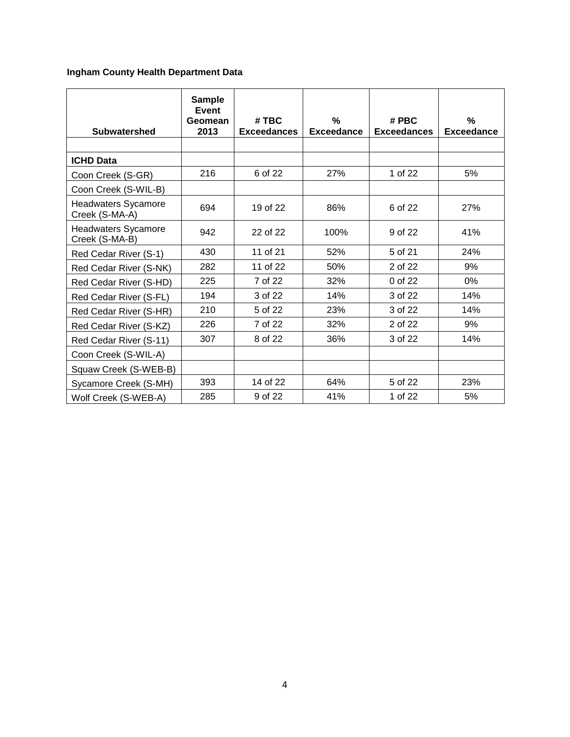**Ingham County Health Department Data**

| Subwatershed | Sample Event Geomean 2013 | # TBC Exceedances | % Exceedance | # PBC Exceedances | % Exceedance |
|---|---|---|---|---|---|
| | | | | | |
| **ICHD Data** | | | | | |
| Coon Creek (S-GR) | 216 | 6 of 22 | 27% | 1 of 22 | 5% |
| Coon Creek (S-WIL-B) | | | | | |
| Headwaters Sycamore Creek (S-MA-A) | 694 | 19 of 22 | 86% | 6 of 22 | 27% |
| Headwaters Sycamore Creek (S-MA-B) | 942 | 22 of 22 | 100% | 9 of 22 | 41% |
| Red Cedar River (S-1) | 430 | 11 of 21 | 52% | 5 of 21 | 24% |
| Red Cedar River (S-NK) | 282 | 11 of 22 | 50% | 2 of 22 | 9% |
| Red Cedar River (S-HD) | 225 | 7 of 22 | 32% | 0 of 22 | 0% |
| Red Cedar River (S-FL) | 194 | 3 of 22 | 14% | 3 of 22 | 14% |
| Red Cedar River (S-HR) | 210 | 5 of 22 | 23% | 3 of 22 | 14% |
| Red Cedar River (S-KZ) | 226 | 7 of 22 | 32% | 2 of 22 | 9% |
| Red Cedar River (S-11) | 307 | 8 of 22 | 36% | 3 of 22 | 14% |
| Coon Creek (S-WIL-A) | | | | | |
| Squaw Creek (S-WEB-B) | | | | | |
| Sycamore Creek (S-MH) | 393 | 14 of 22 | 64% | 5 of 22 | 23% |
| Wolf Creek (S-WEB-A) | 285 | 9 of 22 | 41% | 1 of 22 | 5% |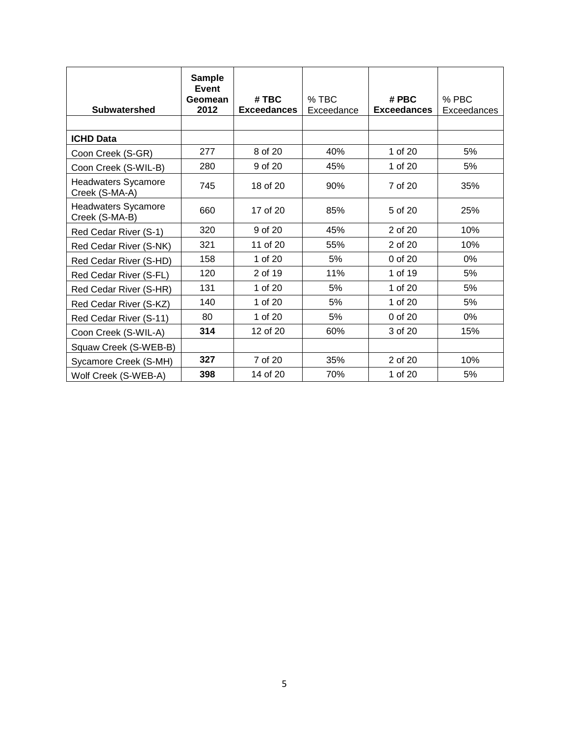| Subwatershed | Sample Event Geomean 2012 | # TBC Exceedances | % TBC Exceedance | # PBC Exceedances | % PBC Exceedances |
|---|---|---|---|---|---|
| | | | | | |
| **ICHD Data** | | | | | |
| Coon Creek (S-GR) | 277 | 8 of 20 | 40% | 1 of 20 | 5% |
| Coon Creek (S-WIL-B) | 280 | 9 of 20 | 45% | 1 of 20 | 5% |
| Headwaters Sycamore Creek (S-MA-A) | 745 | 18 of 20 | 90% | 7 of 20 | 35% |
| Headwaters Sycamore Creek (S-MA-B) | 660 | 17 of 20 | 85% | 5 of 20 | 25% |
| Red Cedar River (S-1) | 320 | 9 of 20 | 45% | 2 of 20 | 10% |
| Red Cedar River (S-NK) | 321 | 11 of 20 | 55% | 2 of 20 | 10% |
| Red Cedar River (S-HD) | 158 | 1 of 20 | 5% | 0 of 20 | 0% |
| Red Cedar River (S-FL) | 120 | 2 of 19 | 11% | 1 of 19 | 5% |
| Red Cedar River (S-HR) | 131 | 1 of 20 | 5% | 1 of 20 | 5% |
| Red Cedar River (S-KZ) | 140 | 1 of 20 | 5% | 1 of 20 | 5% |
| Red Cedar River (S-11) | 80 | 1 of 20 | 5% | 0 of 20 | 0% |
| Coon Creek (S-WIL-A) | **314** | 12 of 20 | 60% | 3 of 20 | 15% |
| Squaw Creek (S-WEB-B) | | | | | |
| Sycamore Creek (S-MH) | **327** | 7 of 20 | 35% | 2 of 20 | 10% |
| Wolf Creek (S-WEB-A) | **398** | 14 of 20 | 70% | 1 of 20 | 5% |